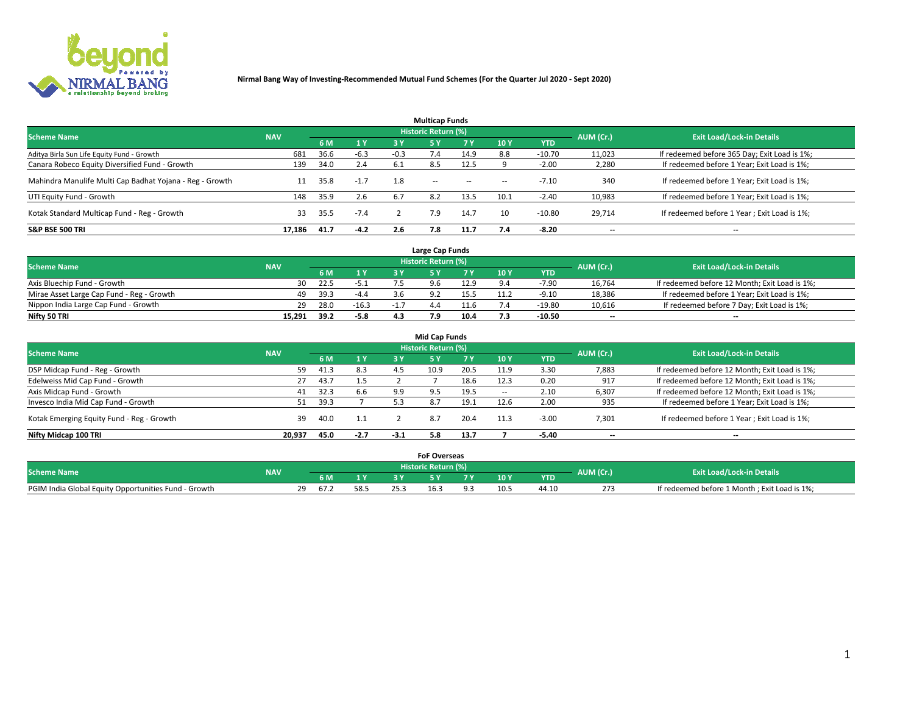# Nirmal Bang Way of Investing-Recommended Mutual Fund Schemes (For the Quarter Jul 2020 - Sept 2020)

## Multicap Funds

| Scheme Name | NAV | Historic Return (%) | | | | | | | AUM (Cr.) | Exit Load/Lock-in Details |
|---|---|---|---|---|---|---|---|---|---|---|
| | | 6 M | 1 Y | 3 Y | 5 Y | 7 Y | 10 Y | YTD | | |
| Aditya Birla Sun Life Equity Fund - Growth | 681 | 36.6 | -6.3 | -0.3 | 7.4 | 14.9 | 8.8 | -10.70 | 11,023 | If redeemed before 365 Day; Exit Load is 1%; |
| Canara Robeco Equity Diversified Fund - Growth | 139 | 34.0 | 2.4 | 6.1 | 8.5 | 12.5 | 9 | -2.00 | 2,280 | If redeemed before 1 Year; Exit Load is 1%; |
| Mahindra Manulife Multi Cap Badhat Yojana - Reg - Growth | 11 | 35.8 | -1.7 | 1.8 | -- | -- | -- | -7.10 | 340 | If redeemed before 1 Year; Exit Load is 1%; |
| UTI Equity Fund - Growth | 148 | 35.9 | 2.6 | 6.7 | 8.2 | 13.5 | 10.1 | -2.40 | 10,983 | If redeemed before 1 Year; Exit Load is 1%; |
| Kotak Standard Multicap Fund - Reg - Growth | 33 | 35.5 | -7.4 | 2 | 7.9 | 14.7 | 10 | -10.80 | 29,714 | If redeemed before 1 Year ; Exit Load is 1%; |
| **S&P BSE 500 TRI** | **17,186** | **41.7** | **-4.2** | **2.6** | **7.8** | **11.7** | **7.4** | **-8.20** | **--** | **--** |

## Large Cap Funds

| Scheme Name | NAV | Historic Return (%) | | | | | | | AUM (Cr.) | Exit Load/Lock-in Details |
|---|---|---|---|---|---|---|---|---|---|---|
| | | 6 M | 1 Y | 3 Y | 5 Y | 7 Y | 10 Y | YTD | | |
| Axis Bluechip Fund - Growth | 30 | 22.5 | -5.1 | 7.5 | 9.6 | 12.9 | 9.4 | -7.90 | 16,764 | If redeemed before 12 Month; Exit Load is 1%; |
| Mirae Asset Large Cap Fund - Reg - Growth | 49 | 39.3 | -4.4 | 3.6 | 9.2 | 15.5 | 11.2 | -9.10 | 18,386 | If redeemed before 1 Year; Exit Load is 1%; |
| Nippon India Large Cap Fund - Growth | 29 | 28.0 | -16.3 | -1.7 | 4.4 | 11.6 | 7.4 | -19.80 | 10,616 | If redeemed before 7 Day; Exit Load is 1%; |
| **Nifty 50 TRI** | **15,291** | **39.2** | **-5.8** | **4.3** | **7.9** | **10.4** | **7.3** | **-10.50** | **--** | **--** |

## Mid Cap Funds

| Scheme Name | NAV | Historic Return (%) | | | | | | | AUM (Cr.) | Exit Load/Lock-in Details |
|---|---|---|---|---|---|---|---|---|---|---|
| | | 6 M | 1 Y | 3 Y | 5 Y | 7 Y | 10 Y | YTD | | |
| DSP Midcap Fund - Reg - Growth | 59 | 41.3 | 8.3 | 4.5 | 10.9 | 20.5 | 11.9 | 3.30 | 7,883 | If redeemed before 12 Month; Exit Load is 1%; |
| Edelweiss Mid Cap Fund - Growth | 27 | 43.7 | 1.5 | 2 | 7 | 18.6 | 12.3 | 0.20 | 917 | If redeemed before 12 Month; Exit Load is 1%; |
| Axis Midcap Fund - Growth | 41 | 32.3 | 6.6 | 9.9 | 9.5 | 19.5 | -- | 2.10 | 6,307 | If redeemed before 12 Month; Exit Load is 1%; |
| Invesco India Mid Cap Fund - Growth | 51 | 39.3 | 7 | 5.3 | 8.7 | 19.1 | 12.6 | 2.00 | 935 | If redeemed before 1 Year; Exit Load is 1%; |
| Kotak Emerging Equity Fund - Reg - Growth | 39 | 40.0 | 1.1 | 2 | 8.7 | 20.4 | 11.3 | -3.00 | 7,301 | If redeemed before 1 Year ; Exit Load is 1%; |
| **Nifty Midcap 100 TRI** | **20,937** | **45.0** | **-2.7** | **-3.1** | **5.8** | **13.7** | **7** | **-5.40** | **--** | **--** |

## FoF Overseas

| Scheme Name | NAV | Historic Return (%) | | | | | | | AUM (Cr.) | Exit Load/Lock-in Details |
|---|---|---|---|---|---|---|---|---|---|---|
| | | 6 M | 1 Y | 3 Y | 5 Y | 7 Y | 10 Y | YTD | | |
| PGIM India Global Equity Opportunities Fund - Growth | 29 | 67.2 | 58.5 | 25.3 | 16.3 | 9.3 | 10.5 | 44.10 | 273 | If redeemed before 1 Month ; Exit Load is 1%; |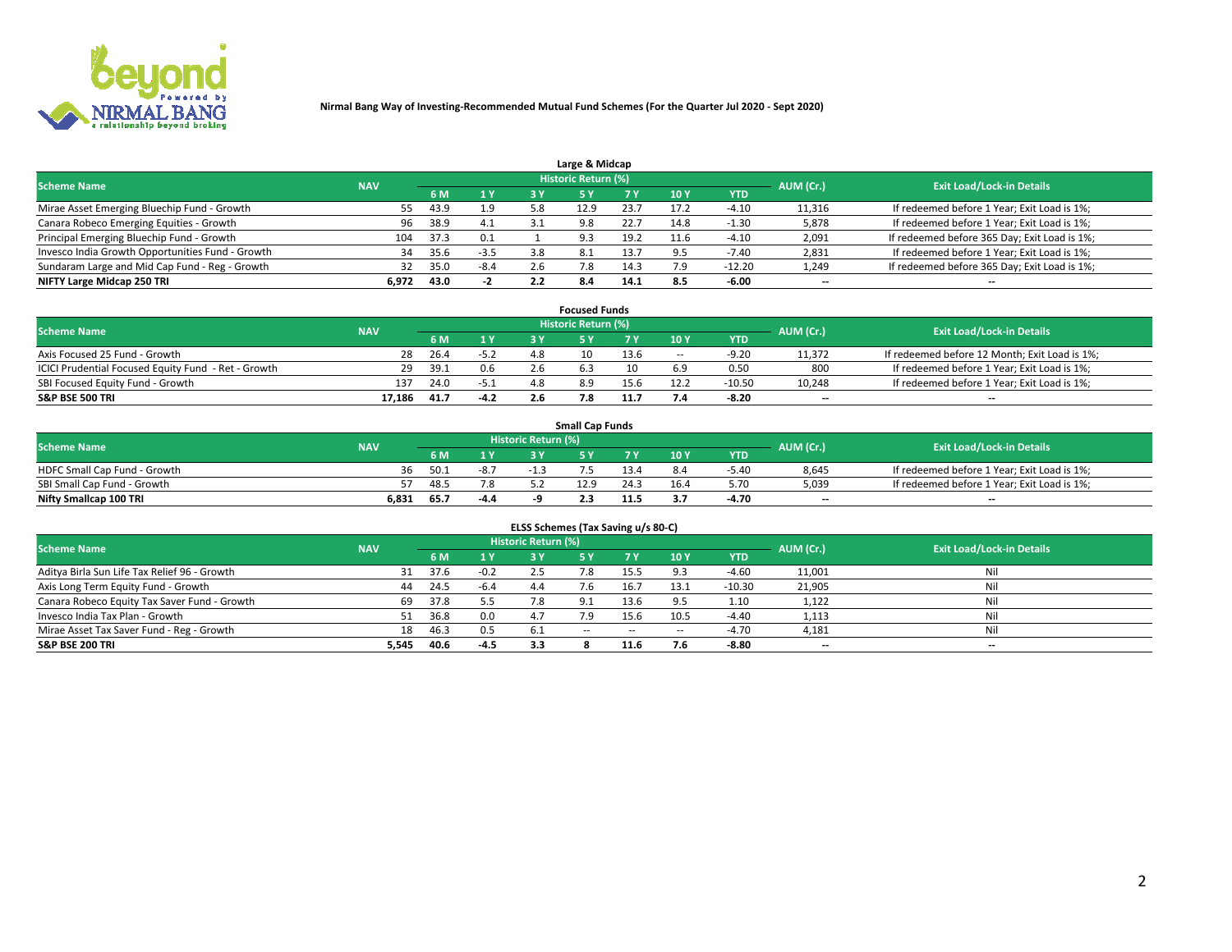Nirmal Bang Way of Investing-Recommended Mutual Fund Schemes (For the Quarter Jul 2020 - Sept 2020)

## Large & Midcap

| Scheme Name | NAV | Historic Return (%) | | | | | | | AUM (Cr.) | Exit Load/Lock-in Details |
|---|---|---|---|---|---|---|---|---|---|---|
| | | 6 M | 1 Y | 3 Y | 5 Y | 7 Y | 10 Y | YTD | | |
| Mirae Asset Emerging Bluechip Fund - Growth | 55 | 43.9 | 1.9 | 5.8 | 12.9 | 23.7 | 17.2 | -4.10 | 11,316 | If redeemed before 1 Year; Exit Load is 1%; |
| Canara Robeco Emerging Equities - Growth | 96 | 38.9 | 4.1 | 3.1 | 9.8 | 22.7 | 14.8 | -1.30 | 5,878 | If redeemed before 1 Year; Exit Load is 1%; |
| Principal Emerging Bluechip Fund - Growth | 104 | 37.3 | 0.1 | 1 | 9.3 | 19.2 | 11.6 | -4.10 | 2,091 | If redeemed before 365 Day; Exit Load is 1%; |
| Invesco India Growth Opportunities Fund - Growth | 34 | 35.6 | -3.5 | 3.8 | 8.1 | 13.7 | 9.5 | -7.40 | 2,831 | If redeemed before 1 Year; Exit Load is 1%; |
| Sundaram Large and Mid Cap Fund - Reg - Growth | 32 | 35.0 | -8.4 | 2.6 | 7.8 | 14.3 | 7.9 | -12.20 | 1,249 | If redeemed before 365 Day; Exit Load is 1%; |
| **NIFTY Large Midcap 250 TRI** | **6,972** | **43.0** | **-2** | **2.2** | **8.4** | **14.1** | **8.5** | **-6.00** | **--** | **--** |

## Focused Funds

| Scheme Name | NAV | Historic Return (%) | | | | | | | AUM (Cr.) | Exit Load/Lock-in Details |
|---|---|---|---|---|---|---|---|---|---|---|
| | | 6 M | 1 Y | 3 Y | 5 Y | 7 Y | 10 Y | YTD | | |
| Axis Focused 25 Fund - Growth | 28 | 26.4 | -5.2 | 4.8 | 10 | 13.6 | -- | -9.20 | 11,372 | If redeemed before 12 Month; Exit Load is 1%; |
| ICICI Prudential Focused Equity Fund - Ret - Growth | 29 | 39.1 | 0.6 | 2.6 | 6.3 | 10 | 6.9 | 0.50 | 800 | If redeemed before 1 Year; Exit Load is 1%; |
| SBI Focused Equity Fund - Growth | 137 | 24.0 | -5.1 | 4.8 | 8.9 | 15.6 | 12.2 | -10.50 | 10,248 | If redeemed before 1 Year; Exit Load is 1%; |
| **S&P BSE 500 TRI** | **17,186** | **41.7** | **-4.2** | **2.6** | **7.8** | **11.7** | **7.4** | **-8.20** | **--** | **--** |

## Small Cap Funds

| Scheme Name | NAV | Historic Return (%) | | | | | | | AUM (Cr.) | Exit Load/Lock-in Details |
|---|---|---|---|---|---|---|---|---|---|---|
| | | 6 M | 1 Y | 3 Y | 5 Y | 7 Y | 10 Y | YTD | | |
| HDFC Small Cap Fund - Growth | 36 | 50.1 | -8.7 | -1.3 | 7.5 | 13.4 | 8.4 | -5.40 | 8,645 | If redeemed before 1 Year; Exit Load is 1%; |
| SBI Small Cap Fund - Growth | 57 | 48.5 | 7.8 | 5.2 | 12.9 | 24.3 | 16.4 | 5.70 | 5,039 | If redeemed before 1 Year; Exit Load is 1%; |
| **Nifty Smallcap 100 TRI** | **6,831** | **65.7** | **-4.4** | **-9** | **2.3** | **11.5** | **3.7** | **-4.70** | **--** | **--** |

## ELSS Schemes (Tax Saving u/s 80-C)

| Scheme Name | NAV | Historic Return (%) | | | | | | | AUM (Cr.) | Exit Load/Lock-in Details |
|---|---|---|---|---|---|---|---|---|---|---|
| | | 6 M | 1 Y | 3 Y | 5 Y | 7 Y | 10 Y | YTD | | |
| Aditya Birla Sun Life Tax Relief 96 - Growth | 31 | 37.6 | -0.2 | 2.5 | 7.8 | 15.5 | 9.3 | -4.60 | 11,001 | Nil |
| Axis Long Term Equity Fund - Growth | 44 | 24.5 | -6.4 | 4.4 | 7.6 | 16.7 | 13.1 | -10.30 | 21,905 | Nil |
| Canara Robeco Equity Tax Saver Fund - Growth | 69 | 37.8 | 5.5 | 7.8 | 9.1 | 13.6 | 9.5 | 1.10 | 1,122 | Nil |
| Invesco India Tax Plan - Growth | 51 | 36.8 | 0.0 | 4.7 | 7.9 | 15.6 | 10.5 | -4.40 | 1,113 | Nil |
| Mirae Asset Tax Saver Fund - Reg - Growth | 18 | 46.3 | 0.5 | 6.1 | -- | -- | -- | -4.70 | 4,181 | Nil |
| **S&P BSE 200 TRI** | **5,545** | **40.6** | **-4.5** | **3.3** | **8** | **11.6** | **7.6** | **-8.80** | **--** | **--** |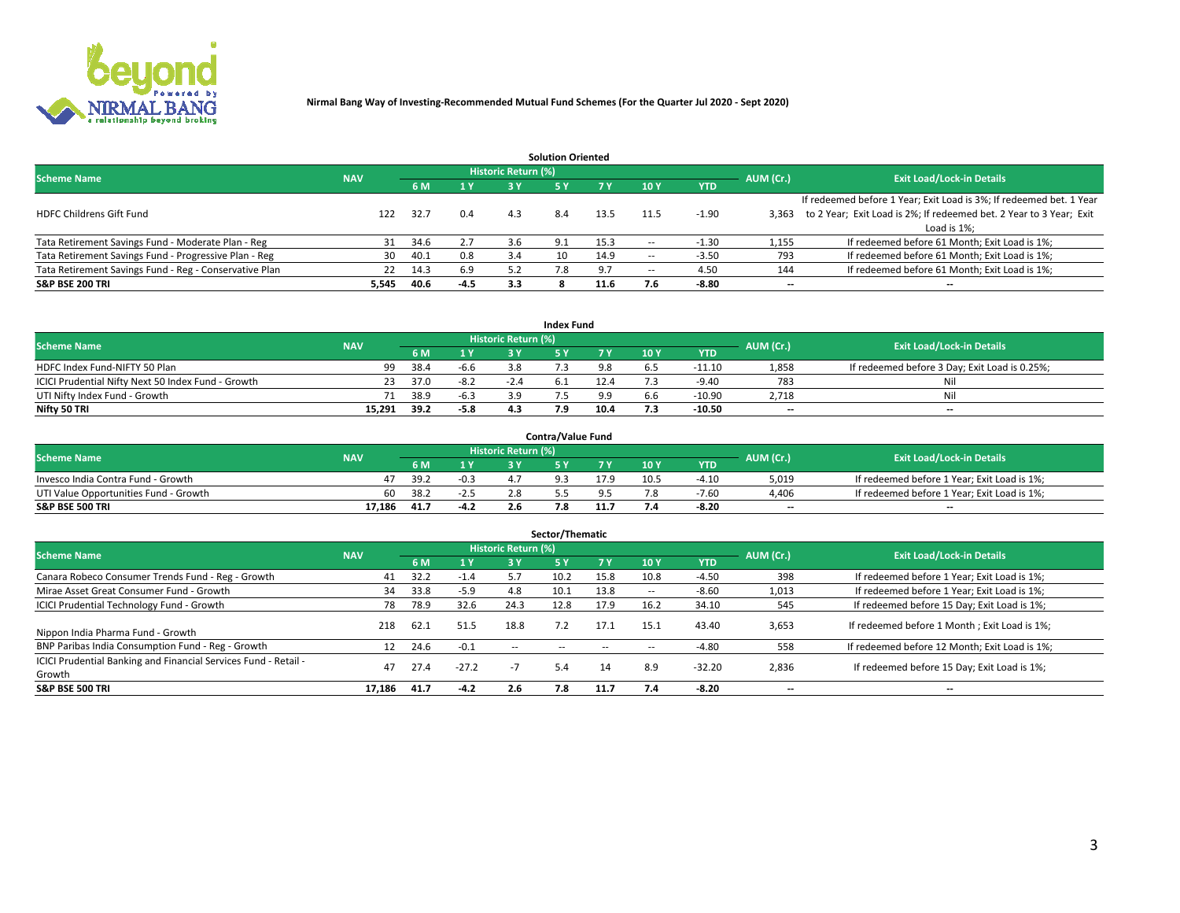**Nirmal Bang Way of Investing-Recommended Mutual Fund Schemes (For the Quarter Jul 2020 - Sept 2020)**

## Solution Oriented

| Scheme Name | NAV | Historic Return (%) | | | | | | | AUM (Cr.) | Exit Load/Lock-in Details |
|---|---|---|---|---|---|---|---|---|---|---|
| | | 6 M | 1 Y | 3 Y | 5 Y | 7 Y | 10 Y | YTD | | |
| HDFC Childrens Gift Fund | 122 | 32.7 | 0.4 | 4.3 | 8.4 | 13.5 | 11.5 | -1.90 | 3,363 | If redeemed before 1 Year; Exit Load is 3%; If redeemed bet. 1 Year to 2 Year; Exit Load is 2%; If redeemed bet. 2 Year to 3 Year; Exit Load is 1%; |
| Tata Retirement Savings Fund - Moderate Plan - Reg | 31 | 34.6 | 2.7 | 3.6 | 9.1 | 15.3 | -- | -1.30 | 1,155 | If redeemed before 61 Month; Exit Load is 1%; |
| Tata Retirement Savings Fund - Progressive Plan - Reg | 30 | 40.1 | 0.8 | 3.4 | 10 | 14.9 | -- | -3.50 | 793 | If redeemed before 61 Month; Exit Load is 1%; |
| Tata Retirement Savings Fund - Reg - Conservative Plan | 22 | 14.3 | 6.9 | 5.2 | 7.8 | 9.7 | -- | 4.50 | 144 | If redeemed before 61 Month; Exit Load is 1%; |
| **S&P BSE 200 TRI** | **5,545** | **40.6** | **-4.5** | **3.3** | **8** | **11.6** | **7.6** | **-8.80** | **--** | **--** |

## Index Fund

| Scheme Name | NAV | Historic Return (%) | | | | | | | AUM (Cr.) | Exit Load/Lock-in Details |
|---|---|---|---|---|---|---|---|---|---|---|
| | | 6 M | 1 Y | 3 Y | 5 Y | 7 Y | 10 Y | YTD | | |
| HDFC Index Fund-NIFTY 50 Plan | 99 | 38.4 | -6.6 | 3.8 | 7.3 | 9.8 | 6.5 | -11.10 | 1,858 | If redeemed before 3 Day; Exit Load is 0.25%; |
| ICICI Prudential Nifty Next 50 Index Fund - Growth | 23 | 37.0 | -8.2 | -2.4 | 6.1 | 12.4 | 7.3 | -9.40 | 783 | Nil |
| UTI Nifty Index Fund - Growth | 71 | 38.9 | -6.3 | 3.9 | 7.5 | 9.9 | 6.6 | -10.90 | 2,718 | Nil |
| **Nifty 50 TRI** | **15,291** | **39.2** | **-5.8** | **4.3** | **7.9** | **10.4** | **7.3** | **-10.50** | **--** | **--** |

## Contra/Value Fund

| Scheme Name | NAV | Historic Return (%) | | | | | | | AUM (Cr.) | Exit Load/Lock-in Details |
|---|---|---|---|---|---|---|---|---|---|---|
| | | 6 M | 1 Y | 3 Y | 5 Y | 7 Y | 10 Y | YTD | | |
| Invesco India Contra Fund - Growth | 47 | 39.2 | -0.3 | 4.7 | 9.3 | 17.9 | 10.5 | -4.10 | 5,019 | If redeemed before 1 Year; Exit Load is 1%; |
| UTI Value Opportunities Fund - Growth | 60 | 38.2 | -2.5 | 2.8 | 5.5 | 9.5 | 7.8 | -7.60 | 4,406 | If redeemed before 1 Year; Exit Load is 1%; |
| **S&P BSE 500 TRI** | **17,186** | **41.7** | **-4.2** | **2.6** | **7.8** | **11.7** | **7.4** | **-8.20** | **--** | **--** |

## Sector/Thematic

| Scheme Name | NAV | Historic Return (%) | | | | | | | AUM (Cr.) | Exit Load/Lock-in Details |
|---|---|---|---|---|---|---|---|---|---|---|
| | | 6 M | 1 Y | 3 Y | 5 Y | 7 Y | 10 Y | YTD | | |
| Canara Robeco Consumer Trends Fund - Reg - Growth | 41 | 32.2 | -1.4 | 5.7 | 10.2 | 15.8 | 10.8 | -4.50 | 398 | If redeemed before 1 Year; Exit Load is 1%; |
| Mirae Asset Great Consumer Fund - Growth | 34 | 33.8 | -5.9 | 4.8 | 10.1 | 13.8 | -- | -8.60 | 1,013 | If redeemed before 1 Year; Exit Load is 1%; |
| ICICI Prudential Technology Fund - Growth | 78 | 78.9 | 32.6 | 24.3 | 12.8 | 17.9 | 16.2 | 34.10 | 545 | If redeemed before 15 Day; Exit Load is 1%; |
| Nippon India Pharma Fund - Growth | 218 | 62.1 | 51.5 | 18.8 | 7.2 | 17.1 | 15.1 | 43.40 | 3,653 | If redeemed before 1 Month ; Exit Load is 1%; |
| BNP Paribas India Consumption Fund - Reg - Growth | 12 | 24.6 | -0.1 | -- | -- | -- | -- | -4.80 | 558 | If redeemed before 12 Month; Exit Load is 1%; |
| ICICI Prudential Banking and Financial Services Fund - Retail - Growth | 47 | 27.4 | -27.2 | -7 | 5.4 | 14 | 8.9 | -32.20 | 2,836 | If redeemed before 15 Day; Exit Load is 1%; |
| **S&P BSE 500 TRI** | **17,186** | **41.7** | **-4.2** | **2.6** | **7.8** | **11.7** | **7.4** | **-8.20** | **--** | **--** |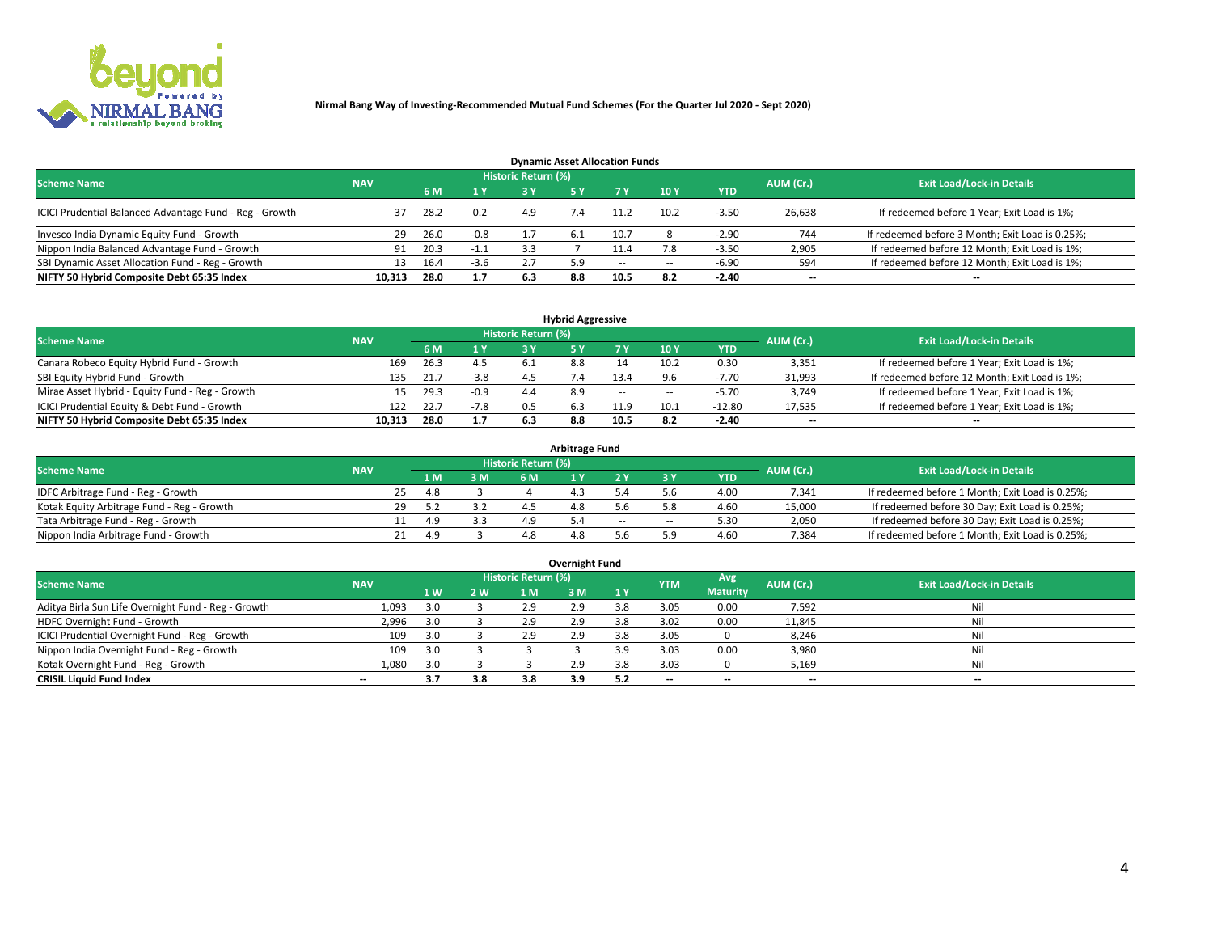Nirmal Bang Way of Investing-Recommended Mutual Fund Schemes (For the Quarter Jul 2020 - Sept 2020)

### Dynamic Asset Allocation Funds

| Scheme Name | NAV | Historic Return (%) | | | | | | | AUM (Cr.) | Exit Load/Lock-in Details |
|---|---|---|---|---|---|---|---|---|---|---|
| | | 6 M | 1 Y | 3 Y | 5 Y | 7 Y | 10 Y | YTD | | |
| ICICI Prudential Balanced Advantage Fund - Reg - Growth | 37 | 28.2 | 0.2 | 4.9 | 7.4 | 11.2 | 10.2 | -3.50 | 26,638 | If redeemed before 1 Year; Exit Load is 1%; |
| Invesco India Dynamic Equity Fund - Growth | 29 | 26.0 | -0.8 | 1.7 | 6.1 | 10.7 | 8 | -2.90 | 744 | If redeemed before 3 Month; Exit Load is 0.25%; |
| Nippon India Balanced Advantage Fund - Growth | 91 | 20.3 | -1.1 | 3.3 | 7 | 11.4 | 7.8 | -3.50 | 2,905 | If redeemed before 12 Month; Exit Load is 1%; |
| SBI Dynamic Asset Allocation Fund - Reg - Growth | 13 | 16.4 | -3.6 | 2.7 | 5.9 | -- | -- | -6.90 | 594 | If redeemed before 12 Month; Exit Load is 1%; |
| **NIFTY 50 Hybrid Composite Debt 65:35 Index** | **10,313** | **28.0** | **1.7** | **6.3** | **8.8** | **10.5** | **8.2** | **-2.40** | **--** | **--** |

### Hybrid Aggressive

| Scheme Name | NAV | Historic Return (%) | | | | | | | AUM (Cr.) | Exit Load/Lock-in Details |
|---|---|---|---|---|---|---|---|---|---|---|
| | | 6 M | 1 Y | 3 Y | 5 Y | 7 Y | 10 Y | YTD | | |
| Canara Robeco Equity Hybrid Fund - Growth | 169 | 26.3 | 4.5 | 6.1 | 8.8 | 14 | 10.2 | 0.30 | 3,351 | If redeemed before 1 Year; Exit Load is 1%; |
| SBI Equity Hybrid Fund - Growth | 135 | 21.7 | -3.8 | 4.5 | 7.4 | 13.4 | 9.6 | -7.70 | 31,993 | If redeemed before 12 Month; Exit Load is 1%; |
| Mirae Asset Hybrid - Equity Fund - Reg - Growth | 15 | 29.3 | -0.9 | 4.4 | 8.9 | -- | -- | -5.70 | 3,749 | If redeemed before 1 Year; Exit Load is 1%; |
| ICICI Prudential Equity & Debt Fund - Growth | 122 | 22.7 | -7.8 | 0.5 | 6.3 | 11.9 | 10.1 | -12.80 | 17,535 | If redeemed before 1 Year; Exit Load is 1%; |
| **NIFTY 50 Hybrid Composite Debt 65:35 Index** | **10,313** | **28.0** | **1.7** | **6.3** | **8.8** | **10.5** | **8.2** | **-2.40** | **--** | **--** |

### Arbitrage Fund

| Scheme Name | NAV | Historic Return (%) | | | | | | | AUM (Cr.) | Exit Load/Lock-in Details |
|---|---|---|---|---|---|---|---|---|---|---|
| | | 1 M | 3 M | 6 M | 1 Y | 2 Y | 3 Y | YTD | | |
| IDFC Arbitrage Fund - Reg - Growth | 25 | 4.8 | 3 | 4 | 4.3 | 5.4 | 5.6 | 4.00 | 7,341 | If redeemed before 1 Month; Exit Load is 0.25%; |
| Kotak Equity Arbitrage Fund - Reg - Growth | 29 | 5.2 | 3.2 | 4.5 | 4.8 | 5.6 | 5.8 | 4.60 | 15,000 | If redeemed before 30 Day; Exit Load is 0.25%; |
| Tata Arbitrage Fund - Reg - Growth | 11 | 4.9 | 3.3 | 4.9 | 5.4 | -- | -- | 5.30 | 2,050 | If redeemed before 30 Day; Exit Load is 0.25%; |
| Nippon India Arbitrage Fund - Growth | 21 | 4.9 | 3 | 4.8 | 4.8 | 5.6 | 5.9 | 4.60 | 7,384 | If redeemed before 1 Month; Exit Load is 0.25%; |

### Overnight Fund

| Scheme Name | NAV | Historic Return (%) | | | | | YTM | Avg Maturity | AUM (Cr.) | Exit Load/Lock-in Details |
|---|---|---|---|---|---|---|---|---|---|---|
| | | 1 W | 2 W | 1 M | 3 M | 1 Y | | | | |
| Aditya Birla Sun Life Overnight Fund - Reg - Growth | 1,093 | 3.0 | 3 | 2.9 | 2.9 | 3.8 | 3.05 | 0.00 | 7,592 | Nil |
| HDFC Overnight Fund - Growth | 2,996 | 3.0 | 3 | 2.9 | 2.9 | 3.8 | 3.02 | 0.00 | 11,845 | Nil |
| ICICI Prudential Overnight Fund - Reg - Growth | 109 | 3.0 | 3 | 2.9 | 2.9 | 3.8 | 3.05 | 0 | 8,246 | Nil |
| Nippon India Overnight Fund - Reg - Growth | 109 | 3.0 | 3 | 3 | 3 | 3.9 | 3.03 | 0.00 | 3,980 | Nil |
| Kotak Overnight Fund - Reg - Growth | 1,080 | 3.0 | 3 | 3 | 2.9 | 3.8 | 3.03 | 0 | 5,169 | Nil |
| **CRISIL Liquid Fund Index** | **--** | **3.7** | **3.8** | **3.8** | **3.9** | **5.2** | **--** | **--** | **--** | **--** |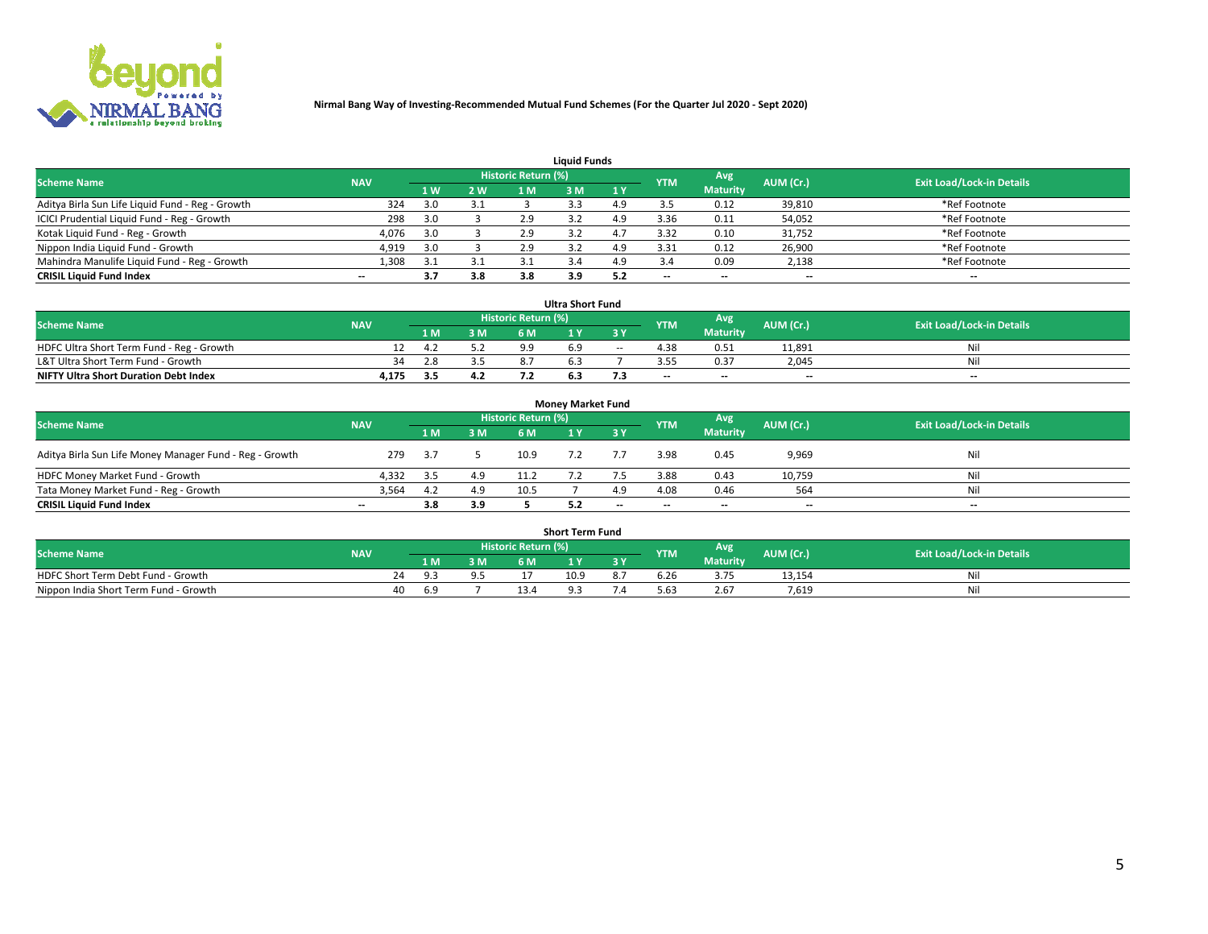**Nirmal Bang Way of Investing-Recommended Mutual Fund Schemes (For the Quarter Jul 2020 - Sept 2020)**

## Liquid Funds

| Scheme Name | NAV | Historic Return (%) | | | | | YTM | Avg Maturity | AUM (Cr.) | Exit Load/Lock-in Details |
|---|---|---|---|---|---|---|---|---|---|---|
| | | 1 W | 2 W | 1 M | 3 M | 1 Y | | | | |
| Aditya Birla Sun Life Liquid Fund - Reg - Growth | 324 | 3.0 | 3.1 | 3 | 3.3 | 4.9 | 3.5 | 0.12 | 39,810 | *Ref Footnote |
| ICICI Prudential Liquid Fund - Reg - Growth | 298 | 3.0 | 3 | 2.9 | 3.2 | 4.9 | 3.36 | 0.11 | 54,052 | *Ref Footnote |
| Kotak Liquid Fund - Reg - Growth | 4,076 | 3.0 | 3 | 2.9 | 3.2 | 4.7 | 3.32 | 0.10 | 31,752 | *Ref Footnote |
| Nippon India Liquid Fund - Growth | 4,919 | 3.0 | 3 | 2.9 | 3.2 | 4.9 | 3.31 | 0.12 | 26,900 | *Ref Footnote |
| Mahindra Manulife Liquid Fund - Reg - Growth | 1,308 | 3.1 | 3.1 | 3.1 | 3.4 | 4.9 | 3.4 | 0.09 | 2,138 | *Ref Footnote |
| **CRISIL Liquid Fund Index** | -- | **3.7** | **3.8** | **3.8** | **3.9** | **5.2** | -- | -- | -- | -- |

## Ultra Short Fund

| Scheme Name | NAV | Historic Return (%) | | | | | YTM | Avg Maturity | AUM (Cr.) | Exit Load/Lock-in Details |
|---|---|---|---|---|---|---|---|---|---|---|
| | | 1 M | 3 M | 6 M | 1 Y | 3 Y | | | | |
| HDFC Ultra Short Term Fund - Reg - Growth | 12 | 4.2 | 5.2 | 9.9 | 6.9 | -- | 4.38 | 0.51 | 11,891 | Nil |
| L&T Ultra Short Term Fund - Growth | 34 | 2.8 | 3.5 | 8.7 | 6.3 | 7 | 3.55 | 0.37 | 2,045 | Nil |
| **NIFTY Ultra Short Duration Debt Index** | **4,175** | **3.5** | **4.2** | **7.2** | **6.3** | **7.3** | -- | -- | -- | -- |

## Money Market Fund

| Scheme Name | NAV | Historic Return (%) | | | | | YTM | Avg Maturity | AUM (Cr.) | Exit Load/Lock-in Details |
|---|---|---|---|---|---|---|---|---|---|---|
| | | 1 M | 3 M | 6 M | 1 Y | 3 Y | | | | |
| Aditya Birla Sun Life Money Manager Fund - Reg - Growth | 279 | 3.7 | 5 | 10.9 | 7.2 | 7.7 | 3.98 | 0.45 | 9,969 | Nil |
| HDFC Money Market Fund - Growth | 4,332 | 3.5 | 4.9 | 11.2 | 7.2 | 7.5 | 3.88 | 0.43 | 10,759 | Nil |
| Tata Money Market Fund - Reg - Growth | 3,564 | 4.2 | 4.9 | 10.5 | 7 | 4.9 | 4.08 | 0.46 | 564 | Nil |
| **CRISIL Liquid Fund Index** | -- | **3.8** | **3.9** | **5** | **5.2** | -- | -- | -- | -- | -- |

## Short Term Fund

| Scheme Name | NAV | Historic Return (%) | | | | | YTM | Avg Maturity | AUM (Cr.) | Exit Load/Lock-in Details |
|---|---|---|---|---|---|---|---|---|---|---|
| | | 1 M | 3 M | 6 M | 1 Y | 3 Y | | | | |
| HDFC Short Term Debt Fund - Growth | 24 | 9.3 | 9.5 | 17 | 10.9 | 8.7 | 6.26 | 3.75 | 13,154 | Nil |
| Nippon India Short Term Fund - Growth | 40 | 6.9 | 7 | 13.4 | 9.3 | 7.4 | 5.63 | 2.67 | 7,619 | Nil |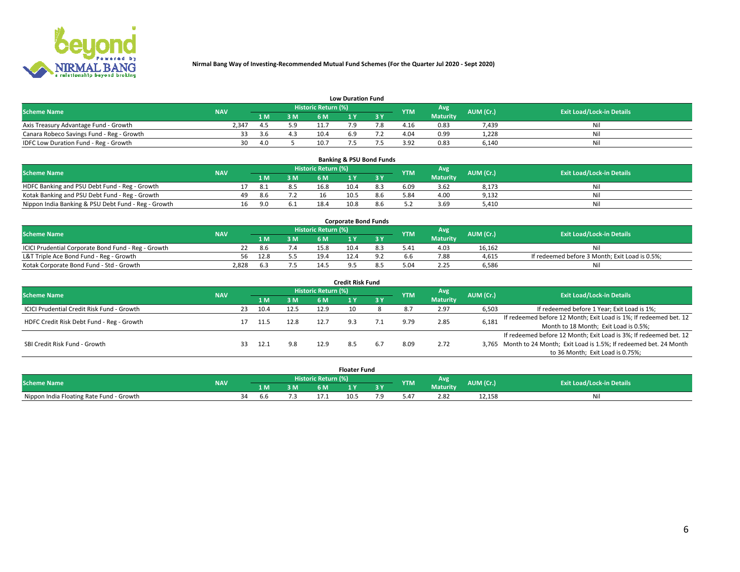**Nirmal Bang Way of Investing-Recommended Mutual Fund Schemes (For the Quarter Jul 2020 - Sept 2020)**

### Low Duration Fund

| Scheme Name | NAV | Historic Return (%) 1 M | 3 M | 6 M | 1 Y | 3 Y | YTM | Avg Maturity | AUM (Cr.) | Exit Load/Lock-in Details |
|---|---|---|---|---|---|---|---|---|---|---|
| Axis Treasury Advantage Fund - Growth | 2,347 | 4.5 | 5.9 | 11.7 | 7.9 | 7.8 | 4.16 | 0.83 | 7,439 | Nil |
| Canara Robeco Savings Fund - Reg - Growth | 33 | 3.6 | 4.3 | 10.4 | 6.9 | 7.2 | 4.04 | 0.99 | 1,228 | Nil |
| IDFC Low Duration Fund - Reg - Growth | 30 | 4.0 | 5 | 10.7 | 7.5 | 7.5 | 3.92 | 0.83 | 6,140 | Nil |

### Banking & PSU Bond Funds

| Scheme Name | NAV | Historic Return (%) 1 M | 3 M | 6 M | 1 Y | 3 Y | YTM | Avg Maturity | AUM (Cr.) | Exit Load/Lock-in Details |
|---|---|---|---|---|---|---|---|---|---|---|
| HDFC Banking and PSU Debt Fund - Reg - Growth | 17 | 8.1 | 8.5 | 16.8 | 10.4 | 8.3 | 6.09 | 3.62 | 8,173 | Nil |
| Kotak Banking and PSU Debt Fund - Reg - Growth | 49 | 8.6 | 7.2 | 16 | 10.5 | 8.6 | 5.84 | 4.00 | 9,132 | Nil |
| Nippon India Banking & PSU Debt Fund - Reg - Growth | 16 | 9.0 | 6.1 | 18.4 | 10.8 | 8.6 | 5.2 | 3.69 | 5,410 | Nil |

### Corporate Bond Funds

| Scheme Name | NAV | Historic Return (%) 1 M | 3 M | 6 M | 1 Y | 3 Y | YTM | Avg Maturity | AUM (Cr.) | Exit Load/Lock-in Details |
|---|---|---|---|---|---|---|---|---|---|---|
| ICICI Prudential Corporate Bond Fund - Reg - Growth | 22 | 8.6 | 7.4 | 15.8 | 10.4 | 8.3 | 5.41 | 4.03 | 16,162 | Nil |
| L&T Triple Ace Bond Fund - Reg - Growth | 56 | 12.8 | 5.5 | 19.4 | 12.4 | 9.2 | 6.6 | 7.88 | 4,615 | If redeemed before 3 Month; Exit Load is 0.5%; |
| Kotak Corporate Bond Fund - Std - Growth | 2,828 | 6.3 | 7.5 | 14.5 | 9.5 | 8.5 | 5.04 | 2.25 | 6,586 | Nil |

### Credit Risk Fund

| Scheme Name | NAV | Historic Return (%) 1 M | 3 M | 6 M | 1 Y | 3 Y | YTM | Avg Maturity | AUM (Cr.) | Exit Load/Lock-in Details |
|---|---|---|---|---|---|---|---|---|---|---|
| ICICI Prudential Credit Risk Fund - Growth | 23 | 10.4 | 12.5 | 12.9 | 10 | 8 | 8.7 | 2.97 | 6,503 | If redeemed before 1 Year; Exit Load is 1%; |
| HDFC Credit Risk Debt Fund - Reg - Growth | 17 | 11.5 | 12.8 | 12.7 | 9.3 | 7.1 | 9.79 | 2.85 | 6,181 | If redeemed before 12 Month; Exit Load is 1%; If redeemed bet. 12 Month to 18 Month; Exit Load is 0.5%; |
| SBI Credit Risk Fund - Growth | 33 | 12.1 | 9.8 | 12.9 | 8.5 | 6.7 | 8.09 | 2.72 | 3,765 | If redeemed before 12 Month; Exit Load is 3%; If redeemed bet. 12 Month to 24 Month; Exit Load is 1.5%; If redeemed bet. 24 Month to 36 Month; Exit Load is 0.75%; |

### Floater Fund

| Scheme Name | NAV | Historic Return (%) 1 M | 3 M | 6 M | 1 Y | 3 Y | YTM | Avg Maturity | AUM (Cr.) | Exit Load/Lock-in Details |
|---|---|---|---|---|---|---|---|---|---|---|
| Nippon India Floating Rate Fund - Growth | 34 | 6.6 | 7.3 | 17.1 | 10.5 | 7.9 | 5.47 | 2.82 | 12,158 | Nil |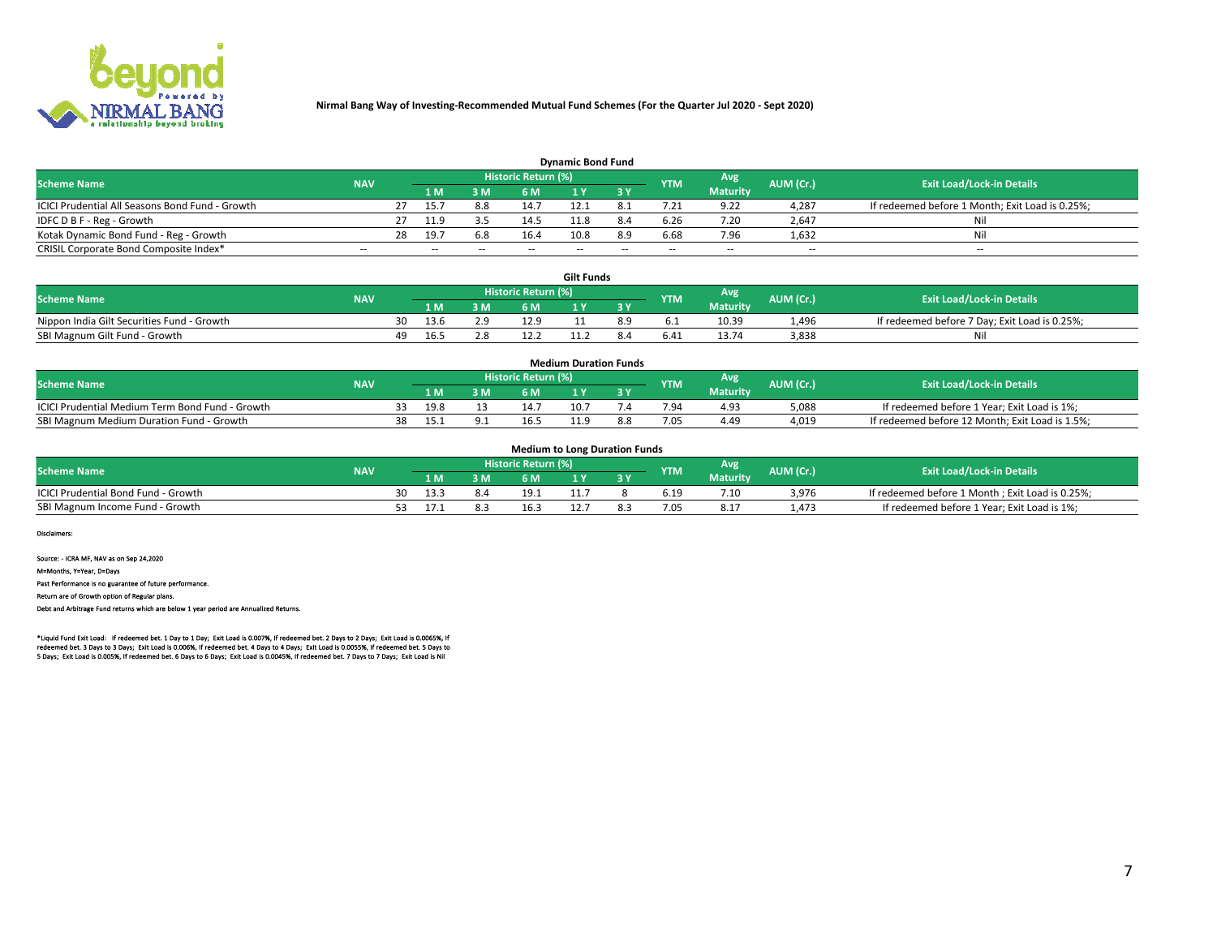**Nirmal Bang Way of Investing-Recommended Mutual Fund Schemes (For the Quarter Jul 2020 - Sept 2020)**

### Dynamic Bond Fund

| Scheme Name | NAV | Historic Return (%) | | | | | YTM | Avg Maturity | AUM (Cr.) | Exit Load/Lock-in Details |
|---|---|---|---|---|---|---|---|---|---|---|
| | | 1 M | 3 M | 6 M | 1 Y | 3 Y | | | | |
| ICICI Prudential All Seasons Bond Fund - Growth | 27 | 15.7 | 8.8 | 14.7 | 12.1 | 8.1 | 7.21 | 9.22 | 4,287 | If redeemed before 1 Month; Exit Load is 0.25%; |
| IDFC D B F - Reg - Growth | 27 | 11.9 | 3.5 | 14.5 | 11.8 | 8.4 | 6.26 | 7.20 | 2,647 | Nil |
| Kotak Dynamic Bond Fund - Reg - Growth | 28 | 19.7 | 6.8 | 16.4 | 10.8 | 8.9 | 6.68 | 7.96 | 1,632 | Nil |
| CRISIL Corporate Bond Composite Index* | -- | -- | -- | -- | -- | -- | -- | -- | -- | -- |

### Gilt Funds

| Scheme Name | NAV | Historic Return (%) | | | | | YTM | Avg Maturity | AUM (Cr.) | Exit Load/Lock-in Details |
|---|---|---|---|---|---|---|---|---|---|---|
| | | 1 M | 3 M | 6 M | 1 Y | 3 Y | | | | |
| Nippon India Gilt Securities Fund - Growth | 30 | 13.6 | 2.9 | 12.9 | 11 | 8.9 | 6.1 | 10.39 | 1,496 | If redeemed before 7 Day; Exit Load is 0.25%; |
| SBI Magnum Gilt Fund - Growth | 49 | 16.5 | 2.8 | 12.2 | 11.2 | 8.4 | 6.41 | 13.74 | 3,838 | Nil |

### Medium Duration Funds

| Scheme Name | NAV | Historic Return (%) | | | | | YTM | Avg Maturity | AUM (Cr.) | Exit Load/Lock-in Details |
|---|---|---|---|---|---|---|---|---|---|---|
| | | 1 M | 3 M | 6 M | 1 Y | 3 Y | | | | |
| ICICI Prudential Medium Term Bond Fund - Growth | 33 | 19.8 | 13 | 14.7 | 10.7 | 7.4 | 7.94 | 4.93 | 5,088 | If redeemed before 1 Year; Exit Load is 1%; |
| SBI Magnum Medium Duration Fund - Growth | 38 | 15.1 | 9.1 | 16.5 | 11.9 | 8.8 | 7.05 | 4.49 | 4,019 | If redeemed before 12 Month; Exit Load is 1.5%; |

### Medium to Long Duration Funds

| Scheme Name | NAV | Historic Return (%) | | | | | YTM | Avg Maturity | AUM (Cr.) | Exit Load/Lock-in Details |
|---|---|---|---|---|---|---|---|---|---|---|
| | | 1 M | 3 M | 6 M | 1 Y | 3 Y | | | | |
| ICICI Prudential Bond Fund - Growth | 30 | 13.3 | 8.4 | 19.1 | 11.7 | 8 | 6.19 | 7.10 | 3,976 | If redeemed before 1 Month ; Exit Load is 0.25%; |
| SBI Magnum Income Fund - Growth | 53 | 17.1 | 8.3 | 16.3 | 12.7 | 8.3 | 7.05 | 8.17 | 1,473 | If redeemed before 1 Year; Exit Load is 1%; |

Disclaimers:

Source: - ICRA MF, NAV as on Sep 24,2020

M=Months, Y=Year, D=Days

Past Performance is no guarantee of future performance.

Return are of Growth option of Regular plans.

Debt and Arbitrage Fund returns which are below 1 year period are Annualized Returns.

*Liquid Fund Exit Load: If redeemed bet. 1 Day to 1 Day; Exit Load is 0.007%, If redeemed bet. 2 Days to 2 Days; Exit Load is 0.0065%, If redeemed bet. 3 Days to 3 Days; Exit Load is 0.006%, If redeemed bet. 4 Days to 4 Days; Exit Load is 0.0055%, If redeemed bet. 5 Days to 5 Days; Exit Load is 0.005%, If redeemed bet. 6 Days to 6 Days; Exit Load is 0.0045%, If redeemed bet. 7 Days to 7 Days; Exit Load is Nil